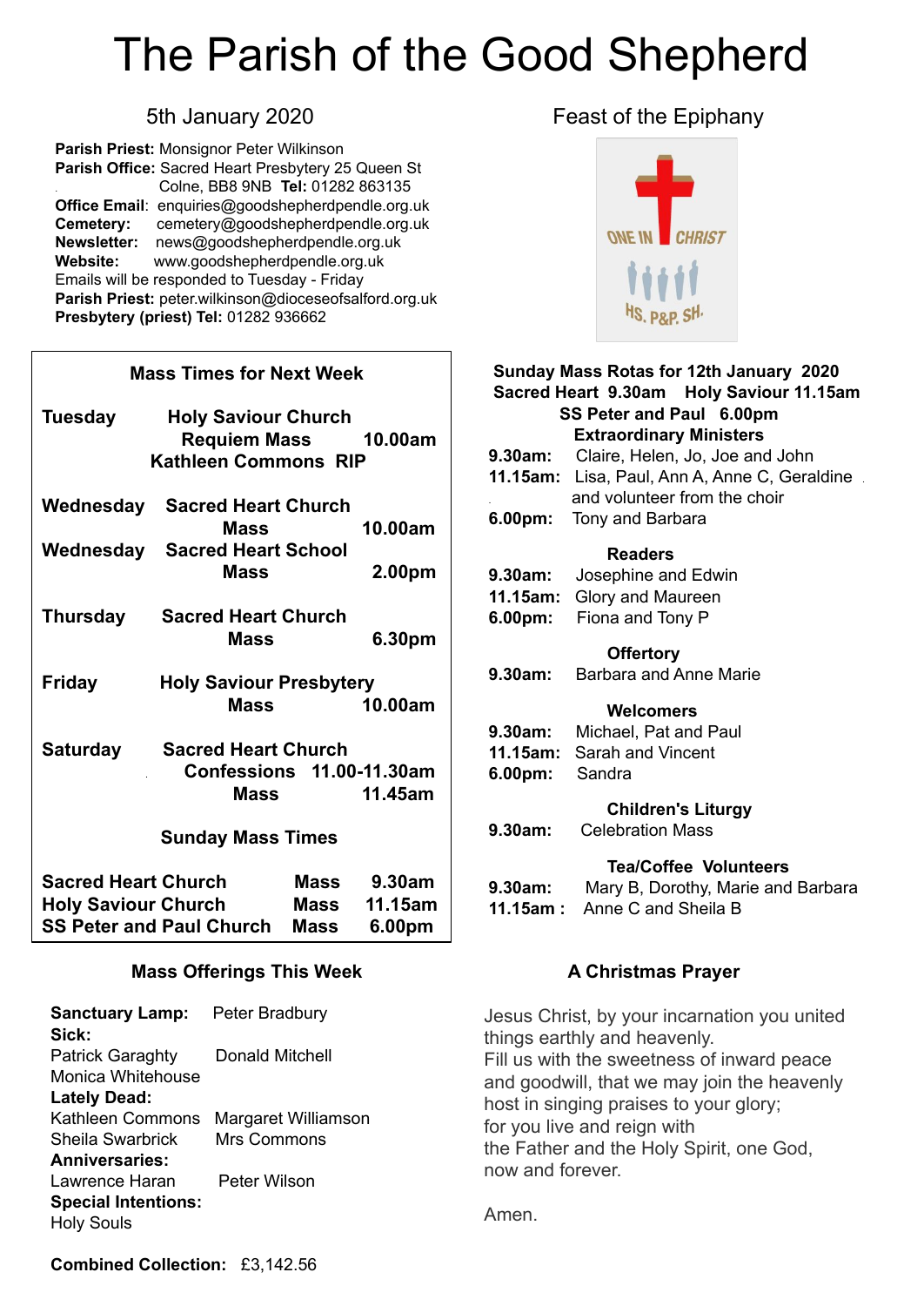# The Parish of the Good Shepherd

## 5th January 2020

**Parish Priest:** Monsignor Peter Wilkinson
**Parish Office:** Sacred Heart Presbytery 25 Queen St Colne, BB8 9NB **Tel:** 01282 863135
**Office Email**: enquiries@goodshepherdpendle.org.uk
**Cemetery:** cemetery@goodshepherdpendle.org.uk
**Newsletter:** news@goodshepherdpendle.org.uk
**Website:** www.goodshepherdpendle.org.uk
Emails will be responded to Tuesday - Friday
**Parish Priest:** peter.wilkinson@dioceseofsalford.org.uk
**Presbytery (priest) Tel:** 01282 936662

### Mass Times for Next Week

| | | |
|---|---|---|
| **Tuesday** | **Holy Saviour Church Requiem Mass Kathleen Commons RIP** | **10.00am** |
| **Wednesday** | **Sacred Heart Church Mass** | **10.00am** |
| **Wednesday** | **Sacred Heart School Mass** | **2.00pm** |
| **Thursday** | **Sacred Heart Church Mass** | **6.30pm** |
| **Friday** | **Holy Saviour Presbytery Mass** | **10.00am** |
| **Saturday** | **Sacred Heart Church Confessions** | **11.00-11.30am** |
| | **Mass** | **11.45am** |

### Sunday Mass Times

| | | |
|---|---|---|
| **Sacred Heart Church** | **Mass** | **9.30am** |
| **Holy Saviour Church** | **Mass** | **11.15am** |
| **SS Peter and Paul Church** | **Mass** | **6.00pm** |

### Mass Offerings This Week

**Sanctuary Lamp:** Peter Bradbury
**Sick:**
Patrick Garaghty, Donald Mitchell, Monica Whitehouse
**Lately Dead:**
Kathleen Commons, Margaret Williamson, Sheila Swarbrick, Mrs Commons
**Anniversaries:**
Lawrence Haran, Peter Wilson
**Special Intentions:**
Holy Souls

**Combined Collection:** £3,142.56

## Feast of the Epiphany

### Sunday Mass Rotas for 12th January 2020
**Sacred Heart 9.30am Holy Saviour 11.15am SS Peter and Paul 6.00pm**

**Extraordinary Ministers**
**9.30am:** Claire, Helen, Jo, Joe and John
**11.15am:** Lisa, Paul, Ann A, Anne C, Geraldine and volunteer from the choir
**6.00pm:** Tony and Barbara

**Readers**
**9.30am:** Josephine and Edwin
**11.15am:** Glory and Maureen
**6.00pm:** Fiona and Tony P

**Offertory**
**9.30am:** Barbara and Anne Marie

**Welcomers**
**9.30am:** Michael, Pat and Paul
**11.15am:** Sarah and Vincent
**6.00pm:** Sandra

**Children's Liturgy**
**9.30am:** Celebration Mass

**Tea/Coffee Volunteers**
**9.30am:** Mary B, Dorothy, Marie and Barbara
**11.15am :** Anne C and Sheila B

### A Christmas Prayer

Jesus Christ, by your incarnation you united things earthly and heavenly.
Fill us with the sweetness of inward peace and goodwill, that we may join the heavenly host in singing praises to your glory;
for you live and reign with
the Father and the Holy Spirit, one God, now and forever.

Amen.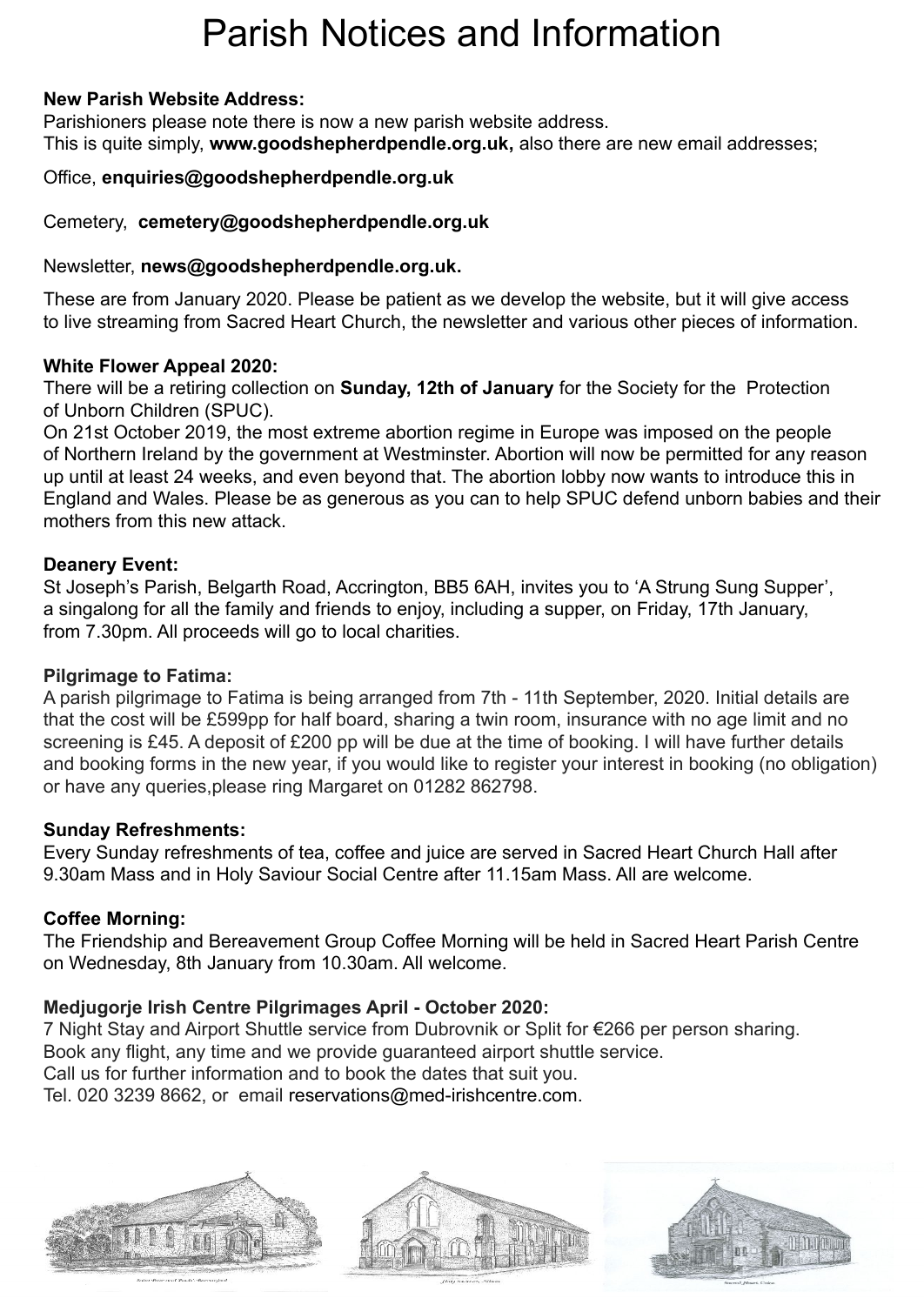# Parish Notices and Information

**New Parish Website Address:**
Parishioners please note there is now a new parish website address.
This is quite simply, **www.goodshepherdpendle.org.uk,** also there are new email addresses;

Office, **enquiries@goodshepherdpendle.org.uk**

Cemetery, **cemetery@goodshepherdpendle.org.uk**

Newsletter, **news@goodshepherdpendle.org.uk.**

These are from January 2020. Please be patient as we develop the website, but it will give access to live streaming from Sacred Heart Church, the newsletter and various other pieces of information.

**White Flower Appeal 2020:**
There will be a retiring collection on **Sunday, 12th of January** for the Society for the Protection of Unborn Children (SPUC).
On 21st October 2019, the most extreme abortion regime in Europe was imposed on the people of Northern Ireland by the government at Westminster. Abortion will now be permitted for any reason up until at least 24 weeks, and even beyond that. The abortion lobby now wants to introduce this in England and Wales. Please be as generous as you can to help SPUC defend unborn babies and their mothers from this new attack.

**Deanery Event:**
St Joseph's Parish, Belgarth Road, Accrington, BB5 6AH, invites you to 'A Strung Sung Supper', a singalong for all the family and friends to enjoy, including a supper, on Friday, 17th January, from 7.30pm. All proceeds will go to local charities.

**Pilgrimage to Fatima:**
A parish pilgrimage to Fatima is being arranged from 7th - 11th September, 2020. Initial details are that the cost will be £599pp for half board, sharing a twin room, insurance with no age limit and no screening is £45. A deposit of £200 pp will be due at the time of booking. I will have further details and booking forms in the new year, if you would like to register your interest in booking (no obligation) or have any queries,please ring Margaret on 01282 862798.

**Sunday Refreshments:**
Every Sunday refreshments of tea, coffee and juice are served in Sacred Heart Church Hall after 9.30am Mass and in Holy Saviour Social Centre after 11.15am Mass. All are welcome.

**Coffee Morning:**
The Friendship and Bereavement Group Coffee Morning will be held in Sacred Heart Parish Centre on Wednesday, 8th January from 10.30am. All welcome.

**Medjugorje Irish Centre Pilgrimages April - October 2020:**
7 Night Stay and Airport Shuttle service from Dubrovnik or Split for €266 per person sharing.
Book any flight, any time and we provide guaranteed airport shuttle service.
Call us for further information and to book the dates that suit you.
Tel. 020 3239 8662, or email reservations@med-irishcentre.com.